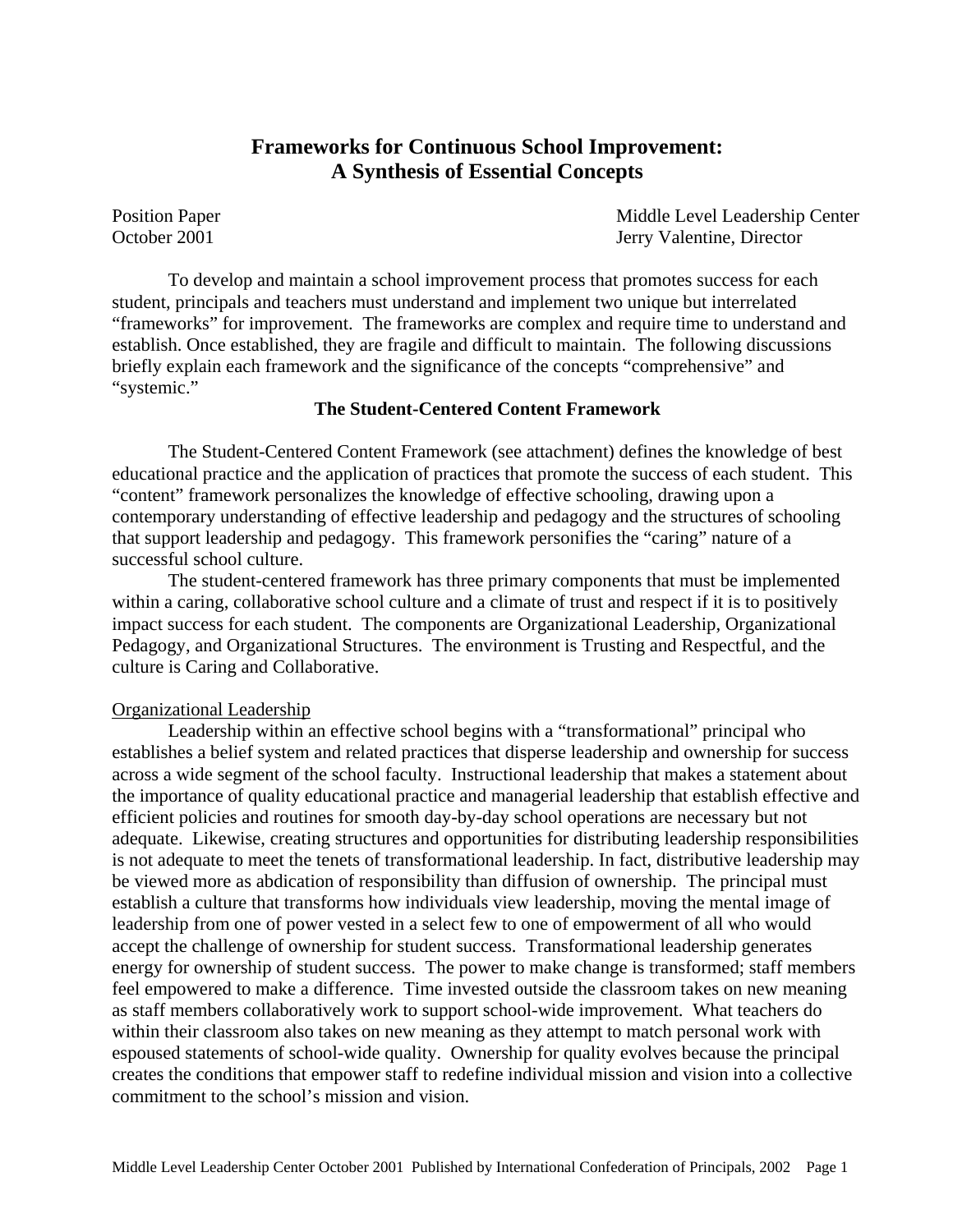# Frameworks for Continuous School Improvement: A Synthesis of Essential Concepts

Position Paper
October 2001

Middle Level Leadership Center
Jerry Valentine, Director

To develop and maintain a school improvement process that promotes success for each student, principals and teachers must understand and implement two unique but interrelated "frameworks" for improvement. The frameworks are complex and require time to understand and establish. Once established, they are fragile and difficult to maintain. The following discussions briefly explain each framework and the significance of the concepts "comprehensive" and "systemic."

## The Student-Centered Content Framework

The Student-Centered Content Framework (see attachment) defines the knowledge of best educational practice and the application of practices that promote the success of each student. This "content" framework personalizes the knowledge of effective schooling, drawing upon a contemporary understanding of effective leadership and pedagogy and the structures of schooling that support leadership and pedagogy. This framework personifies the "caring" nature of a successful school culture.

The student-centered framework has three primary components that must be implemented within a caring, collaborative school culture and a climate of trust and respect if it is to positively impact success for each student. The components are Organizational Leadership, Organizational Pedagogy, and Organizational Structures. The environment is Trusting and Respectful, and the culture is Caring and Collaborative.

### Organizational Leadership

Leadership within an effective school begins with a "transformational" principal who establishes a belief system and related practices that disperse leadership and ownership for success across a wide segment of the school faculty. Instructional leadership that makes a statement about the importance of quality educational practice and managerial leadership that establish effective and efficient policies and routines for smooth day-by-day school operations are necessary but not adequate. Likewise, creating structures and opportunities for distributing leadership responsibilities is not adequate to meet the tenets of transformational leadership. In fact, distributive leadership may be viewed more as abdication of responsibility than diffusion of ownership. The principal must establish a culture that transforms how individuals view leadership, moving the mental image of leadership from one of power vested in a select few to one of empowerment of all who would accept the challenge of ownership for student success. Transformational leadership generates energy for ownership of student success. The power to make change is transformed; staff members feel empowered to make a difference. Time invested outside the classroom takes on new meaning as staff members collaboratively work to support school-wide improvement. What teachers do within their classroom also takes on new meaning as they attempt to match personal work with espoused statements of school-wide quality. Ownership for quality evolves because the principal creates the conditions that empower staff to redefine individual mission and vision into a collective commitment to the school's mission and vision.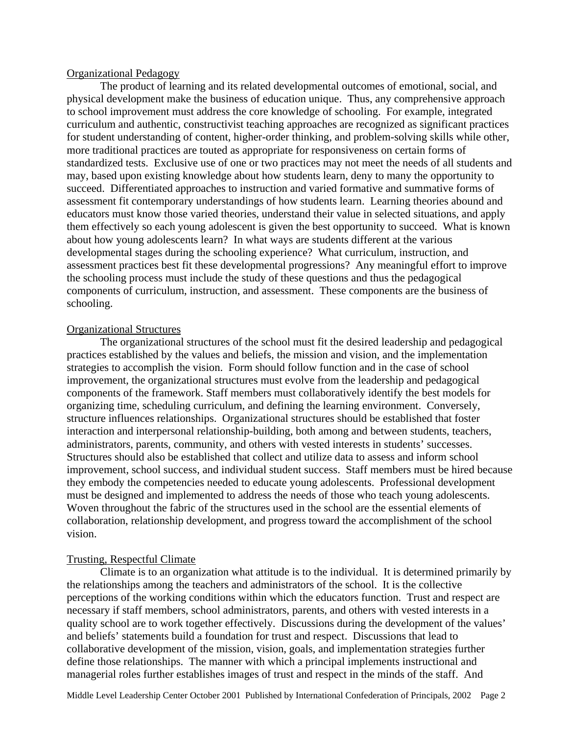## Organizational Pedagogy

The product of learning and its related developmental outcomes of emotional, social, and physical development make the business of education unique. Thus, any comprehensive approach to school improvement must address the core knowledge of schooling. For example, integrated curriculum and authentic, constructivist teaching approaches are recognized as significant practices for student understanding of content, higher-order thinking, and problem-solving skills while other, more traditional practices are touted as appropriate for responsiveness on certain forms of standardized tests. Exclusive use of one or two practices may not meet the needs of all students and may, based upon existing knowledge about how students learn, deny to many the opportunity to succeed. Differentiated approaches to instruction and varied formative and summative forms of assessment fit contemporary understandings of how students learn. Learning theories abound and educators must know those varied theories, understand their value in selected situations, and apply them effectively so each young adolescent is given the best opportunity to succeed. What is known about how young adolescents learn? In what ways are students different at the various developmental stages during the schooling experience? What curriculum, instruction, and assessment practices best fit these developmental progressions? Any meaningful effort to improve the schooling process must include the study of these questions and thus the pedagogical components of curriculum, instruction, and assessment. These components are the business of schooling.

## Organizational Structures

The organizational structures of the school must fit the desired leadership and pedagogical practices established by the values and beliefs, the mission and vision, and the implementation strategies to accomplish the vision. Form should follow function and in the case of school improvement, the organizational structures must evolve from the leadership and pedagogical components of the framework. Staff members must collaboratively identify the best models for organizing time, scheduling curriculum, and defining the learning environment. Conversely, structure influences relationships. Organizational structures should be established that foster interaction and interpersonal relationship-building, both among and between students, teachers, administrators, parents, community, and others with vested interests in students' successes. Structures should also be established that collect and utilize data to assess and inform school improvement, school success, and individual student success. Staff members must be hired because they embody the competencies needed to educate young adolescents. Professional development must be designed and implemented to address the needs of those who teach young adolescents. Woven throughout the fabric of the structures used in the school are the essential elements of collaboration, relationship development, and progress toward the accomplishment of the school vision.

## Trusting, Respectful Climate

Climate is to an organization what attitude is to the individual. It is determined primarily by the relationships among the teachers and administrators of the school. It is the collective perceptions of the working conditions within which the educators function. Trust and respect are necessary if staff members, school administrators, parents, and others with vested interests in a quality school are to work together effectively. Discussions during the development of the values' and beliefs' statements build a foundation for trust and respect. Discussions that lead to collaborative development of the mission, vision, goals, and implementation strategies further define those relationships. The manner with which a principal implements instructional and managerial roles further establishes images of trust and respect in the minds of the staff. And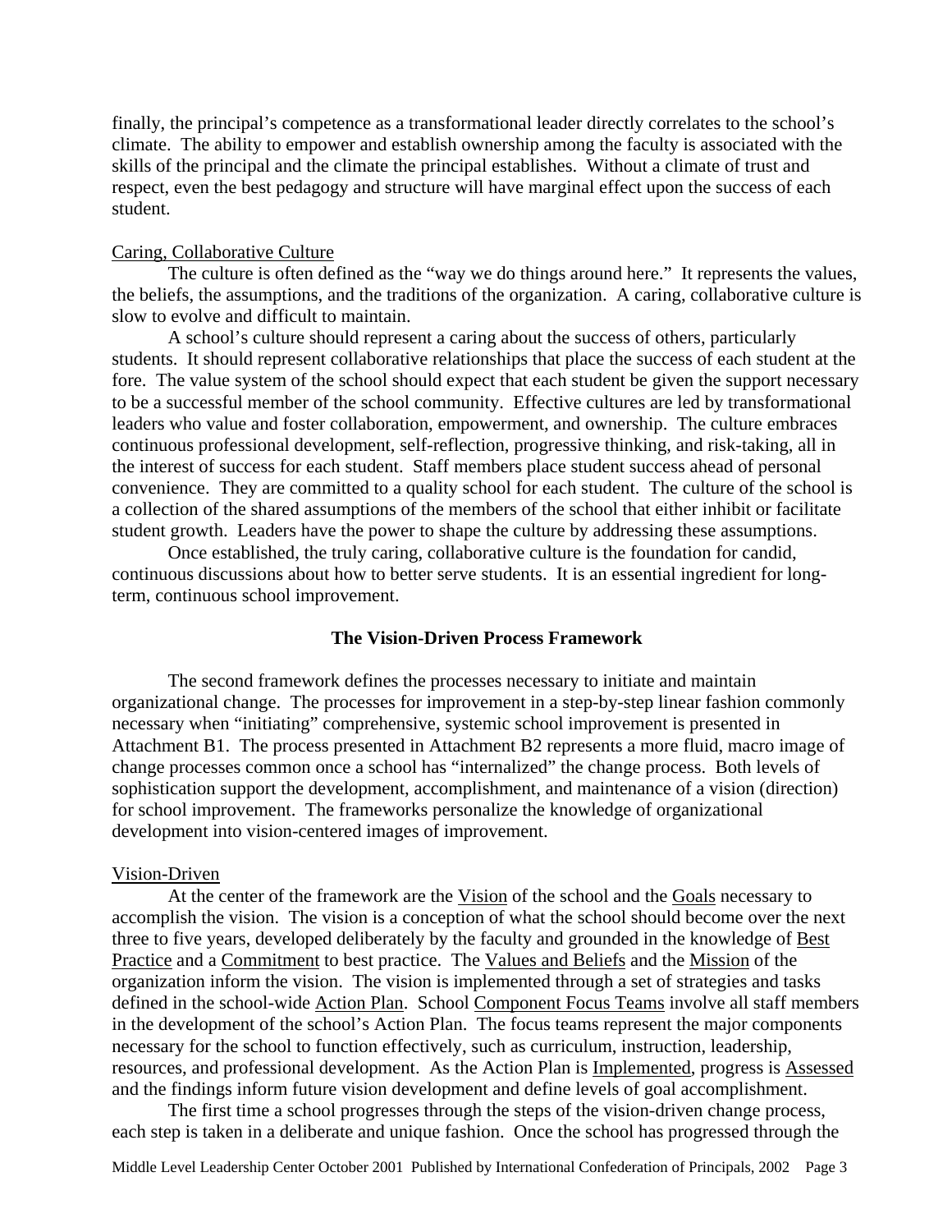finally, the principal's competence as a transformational leader directly correlates to the school's climate. The ability to empower and establish ownership among the faculty is associated with the skills of the principal and the climate the principal establishes. Without a climate of trust and respect, even the best pedagogy and structure will have marginal effect upon the success of each student.

<u>Caring, Collaborative Culture</u>

The culture is often defined as the "way we do things around here." It represents the values, the beliefs, the assumptions, and the traditions of the organization. A caring, collaborative culture is slow to evolve and difficult to maintain.

A school's culture should represent a caring about the success of others, particularly students. It should represent collaborative relationships that place the success of each student at the fore. The value system of the school should expect that each student be given the support necessary to be a successful member of the school community. Effective cultures are led by transformational leaders who value and foster collaboration, empowerment, and ownership. The culture embraces continuous professional development, self-reflection, progressive thinking, and risk-taking, all in the interest of success for each student. Staff members place student success ahead of personal convenience. They are committed to a quality school for each student. The culture of the school is a collection of the shared assumptions of the members of the school that either inhibit or facilitate student growth. Leaders have the power to shape the culture by addressing these assumptions.

Once established, the truly caring, collaborative culture is the foundation for candid, continuous discussions about how to better serve students. It is an essential ingredient for long-term, continuous school improvement.

## The Vision-Driven Process Framework

The second framework defines the processes necessary to initiate and maintain organizational change. The processes for improvement in a step-by-step linear fashion commonly necessary when "initiating" comprehensive, systemic school improvement is presented in Attachment B1. The process presented in Attachment B2 represents a more fluid, macro image of change processes common once a school has "internalized" the change process. Both levels of sophistication support the development, accomplishment, and maintenance of a vision (direction) for school improvement. The frameworks personalize the knowledge of organizational development into vision-centered images of improvement.

<u>Vision-Driven</u>

At the center of the framework are the <u>Vision</u> of the school and the <u>Goals</u> necessary to accomplish the vision. The vision is a conception of what the school should become over the next three to five years, developed deliberately by the faculty and grounded in the knowledge of <u>Best Practice</u> and a <u>Commitment</u> to best practice. The <u>Values and Beliefs</u> and the <u>Mission</u> of the organization inform the vision. The vision is implemented through a set of strategies and tasks defined in the school-wide <u>Action Plan</u>. School <u>Component Focus Teams</u> involve all staff members in the development of the school's Action Plan. The focus teams represent the major components necessary for the school to function effectively, such as curriculum, instruction, leadership, resources, and professional development. As the Action Plan is <u>Implemented</u>, progress is <u>Assessed</u> and the findings inform future vision development and define levels of goal accomplishment.

The first time a school progresses through the steps of the vision-driven change process, each step is taken in a deliberate and unique fashion. Once the school has progressed through the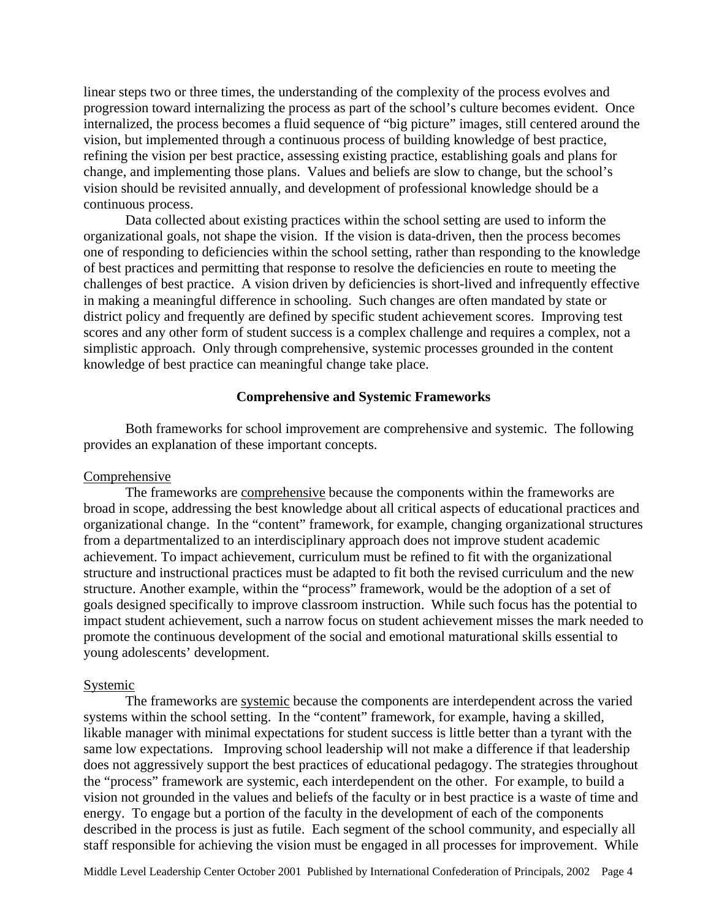linear steps two or three times, the understanding of the complexity of the process evolves and progression toward internalizing the process as part of the school's culture becomes evident. Once internalized, the process becomes a fluid sequence of "big picture" images, still centered around the vision, but implemented through a continuous process of building knowledge of best practice, refining the vision per best practice, assessing existing practice, establishing goals and plans for change, and implementing those plans. Values and beliefs are slow to change, but the school's vision should be revisited annually, and development of professional knowledge should be a continuous process.

Data collected about existing practices within the school setting are used to inform the organizational goals, not shape the vision. If the vision is data-driven, then the process becomes one of responding to deficiencies within the school setting, rather than responding to the knowledge of best practices and permitting that response to resolve the deficiencies en route to meeting the challenges of best practice. A vision driven by deficiencies is short-lived and infrequently effective in making a meaningful difference in schooling. Such changes are often mandated by state or district policy and frequently are defined by specific student achievement scores. Improving test scores and any other form of student success is a complex challenge and requires a complex, not a simplistic approach. Only through comprehensive, systemic processes grounded in the content knowledge of best practice can meaningful change take place.

## Comprehensive and Systemic Frameworks

Both frameworks for school improvement are comprehensive and systemic. The following provides an explanation of these important concepts.

### Comprehensive

The frameworks are comprehensive because the components within the frameworks are broad in scope, addressing the best knowledge about all critical aspects of educational practices and organizational change. In the "content" framework, for example, changing organizational structures from a departmentalized to an interdisciplinary approach does not improve student academic achievement. To impact achievement, curriculum must be refined to fit with the organizational structure and instructional practices must be adapted to fit both the revised curriculum and the new structure. Another example, within the "process" framework, would be the adoption of a set of goals designed specifically to improve classroom instruction. While such focus has the potential to impact student achievement, such a narrow focus on student achievement misses the mark needed to promote the continuous development of the social and emotional maturational skills essential to young adolescents' development.

### Systemic

The frameworks are systemic because the components are interdependent across the varied systems within the school setting. In the "content" framework, for example, having a skilled, likable manager with minimal expectations for student success is little better than a tyrant with the same low expectations. Improving school leadership will not make a difference if that leadership does not aggressively support the best practices of educational pedagogy. The strategies throughout the "process" framework are systemic, each interdependent on the other. For example, to build a vision not grounded in the values and beliefs of the faculty or in best practice is a waste of time and energy. To engage but a portion of the faculty in the development of each of the components described in the process is just as futile. Each segment of the school community, and especially all staff responsible for achieving the vision must be engaged in all processes for improvement. While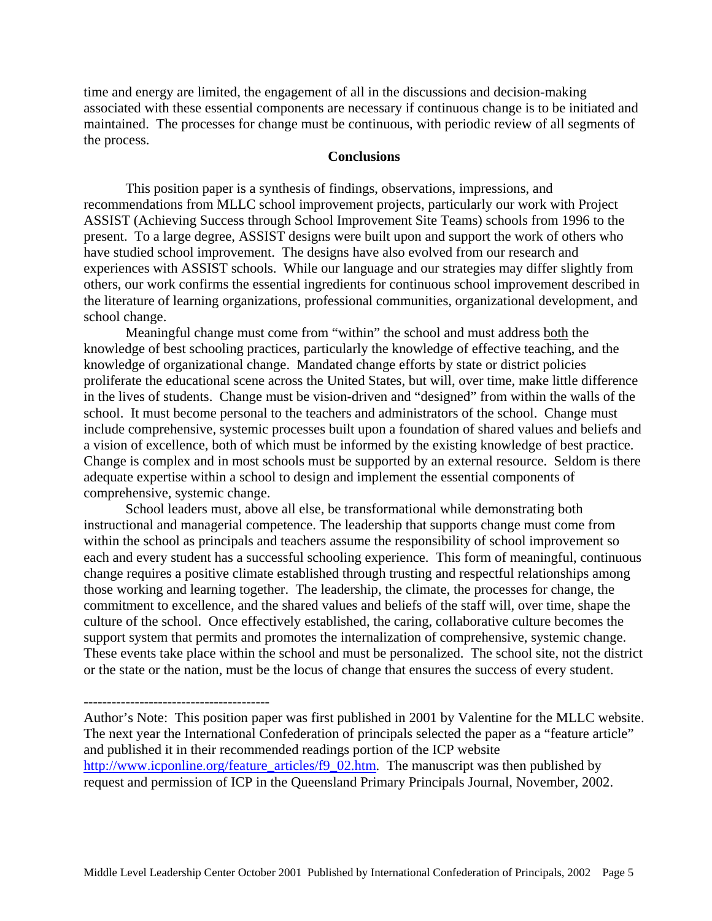time and energy are limited, the engagement of all in the discussions and decision-making associated with these essential components are necessary if continuous change is to be initiated and maintained. The processes for change must be continuous, with periodic review of all segments of the process.

## Conclusions

This position paper is a synthesis of findings, observations, impressions, and recommendations from MLLC school improvement projects, particularly our work with Project ASSIST (Achieving Success through School Improvement Site Teams) schools from 1996 to the present. To a large degree, ASSIST designs were built upon and support the work of others who have studied school improvement. The designs have also evolved from our research and experiences with ASSIST schools. While our language and our strategies may differ slightly from others, our work confirms the essential ingredients for continuous school improvement described in the literature of learning organizations, professional communities, organizational development, and school change.

Meaningful change must come from "within" the school and must address both the knowledge of best schooling practices, particularly the knowledge of effective teaching, and the knowledge of organizational change. Mandated change efforts by state or district policies proliferate the educational scene across the United States, but will, over time, make little difference in the lives of students. Change must be vision-driven and "designed" from within the walls of the school. It must become personal to the teachers and administrators of the school. Change must include comprehensive, systemic processes built upon a foundation of shared values and beliefs and a vision of excellence, both of which must be informed by the existing knowledge of best practice. Change is complex and in most schools must be supported by an external resource. Seldom is there adequate expertise within a school to design and implement the essential components of comprehensive, systemic change.

School leaders must, above all else, be transformational while demonstrating both instructional and managerial competence. The leadership that supports change must come from within the school as principals and teachers assume the responsibility of school improvement so each and every student has a successful schooling experience. This form of meaningful, continuous change requires a positive climate established through trusting and respectful relationships among those working and learning together. The leadership, the climate, the processes for change, the commitment to excellence, and the shared values and beliefs of the staff will, over time, shape the culture of the school. Once effectively established, the caring, collaborative culture becomes the support system that permits and promotes the internalization of comprehensive, systemic change. These events take place within the school and must be personalized. The school site, not the district or the state or the nation, must be the locus of change that ensures the success of every student.

---------------------------------------

Author's Note: This position paper was first published in 2001 by Valentine for the MLLC website. The next year the International Confederation of principals selected the paper as a "feature article" and published it in their recommended readings portion of the ICP website http://www.icponline.org/feature_articles/f9_02.htm. The manuscript was then published by request and permission of ICP in the Queensland Primary Principals Journal, November, 2002.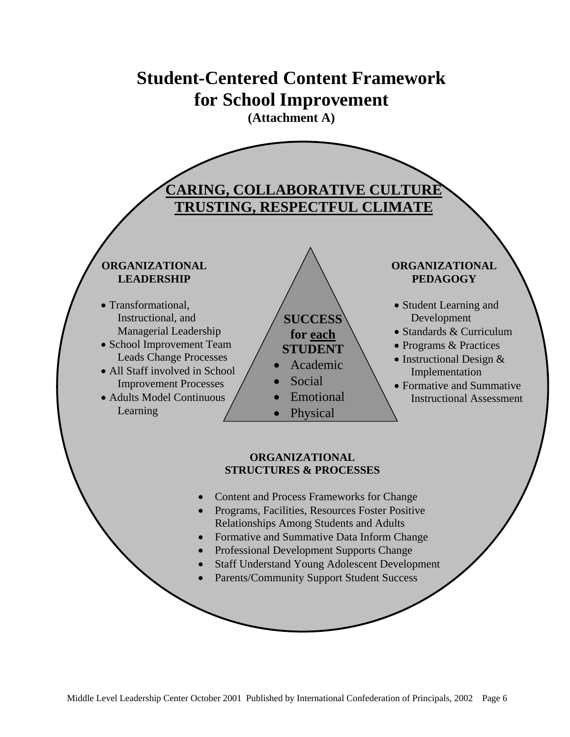# Student-Centered Content Framework for School Improvement

**(Attachment A)**

## CARING, COLLABORATIVE CULTURE
## TRUSTING, RESPECTFUL CLIMATE

### ORGANIZATIONAL LEADERSHIP

- Transformational, Instructional, and Managerial Leadership
- School Improvement Team Leads Change Processes
- All Staff involved in School Improvement Processes
- Adults Model Continuous Learning

### SUCCESS for each STUDENT

- Academic
- Social
- Emotional
- Physical

### ORGANIZATIONAL PEDAGOGY

- Student Learning and Development
- Standards & Curriculum
- Programs & Practices
- Instructional Design & Implementation
- Formative and Summative Instructional Assessment

### ORGANIZATIONAL STRUCTURES & PROCESSES

- Content and Process Frameworks for Change
- Programs, Facilities, Resources Foster Positive Relationships Among Students and Adults
- Formative and Summative Data Inform Change
- Professional Development Supports Change
- Staff Understand Young Adolescent Development
- Parents/Community Support Student Success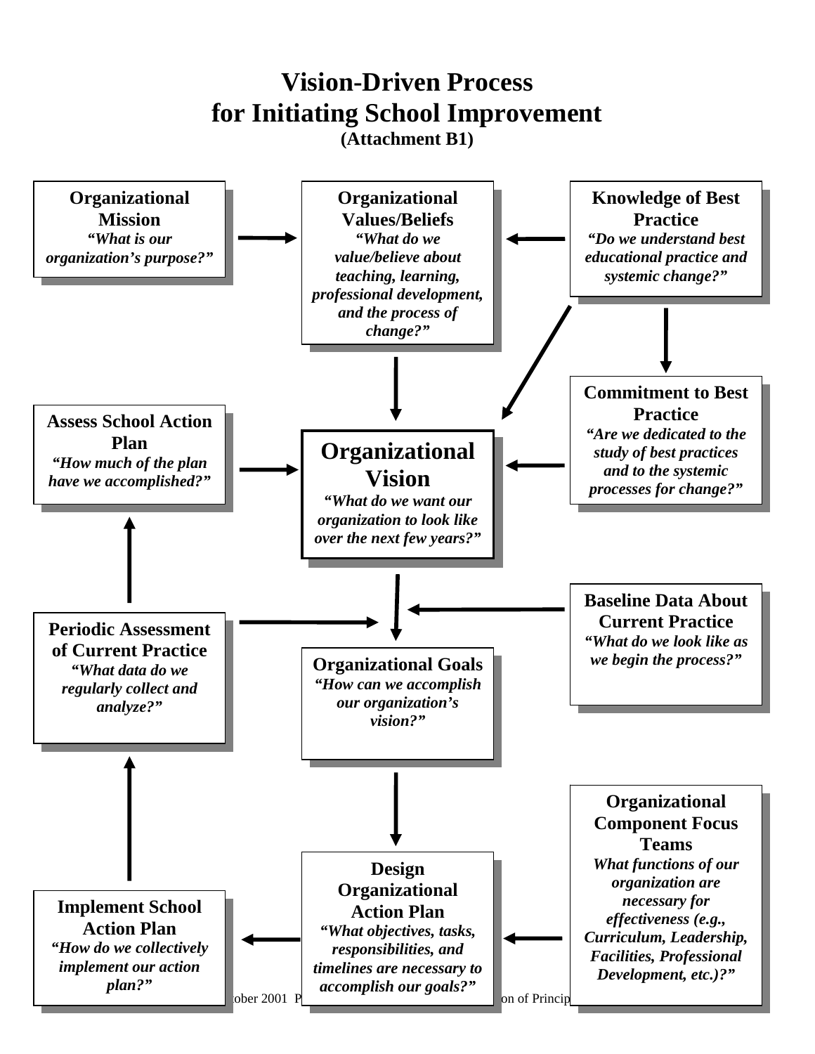# Vision-Driven Process for Initiating School Improvement

**(Attachment B1)**

**Organizational Mission**
*"What is our organization's purpose?"*

**Organizational Values/Beliefs**
*"What do we value/believe about teaching, learning, professional development, and the process of change?"*

**Knowledge of Best Practice**
*"Do we understand best educational practice and systemic change?"*

**Commitment to Best Practice**
*"Are we dedicated to the study of best practices and to the systemic processes for change?"*

**Assess School Action Plan**
*"How much of the plan have we accomplished?"*

**Organizational Vision**
*"What do we want our organization to look like over the next few years?"*

**Baseline Data About Current Practice**
*"What do we look like as we begin the process?"*

**Periodic Assessment of Current Practice**
*"What data do we regularly collect and analyze?"*

**Organizational Goals**
*"How can we accomplish our organization's vision?"*

**Organizational Component Focus Teams**
*What functions of our organization are necessary for effectiveness (e.g., Curriculum, Leadership, Facilities, Professional Development, etc.)?"*

**Design Organizational Action Plan**
*"What objectives, tasks, responsibilities, and timelines are necessary to accomplish our goals?"*

**Implement School Action Plan**
*"How do we collectively implement our action plan?"*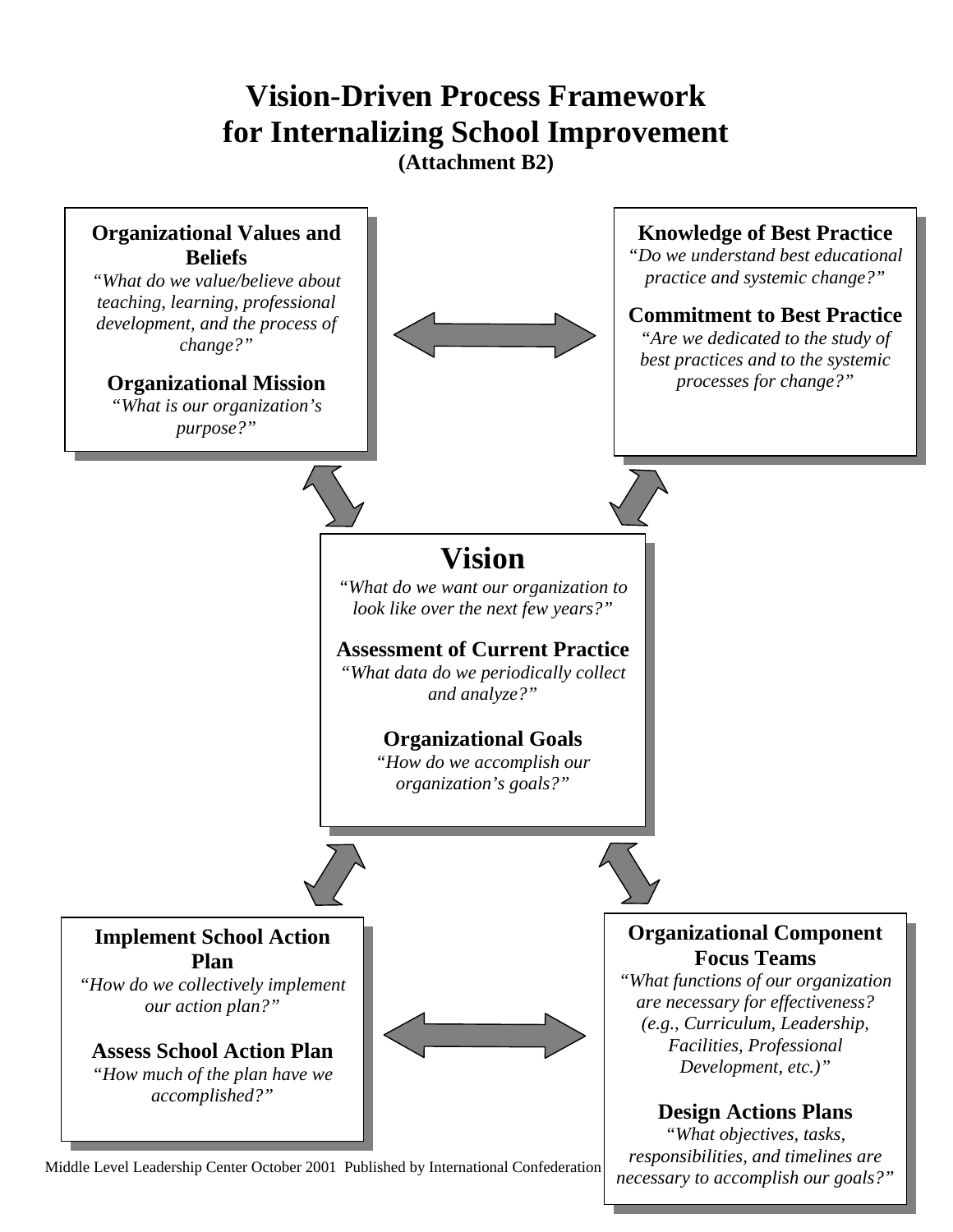# Vision-Driven Process Framework for Internalizing School Improvement

**(Attachment B2)**

**Organizational Values and Beliefs**
*"What do we value/believe about teaching, learning, professional development, and the process of change?"*

**Organizational Mission**
*"What is our organization's purpose?"*

**Knowledge of Best Practice**
*"Do we understand best educational practice and systemic change?"*

**Commitment to Best Practice**
*"Are we dedicated to the study of best practices and to the systemic processes for change?"*

## Vision

*"What do we want our organization to look like over the next few years?"*

**Assessment of Current Practice**
*"What data do we periodically collect and analyze?"*

**Organizational Goals**
*"How do we accomplish our organization's goals?"*

**Implement School Action Plan**
*"How do we collectively implement our action plan?"*

**Assess School Action Plan**
*"How much of the plan have we accomplished?"*

**Organizational Component Focus Teams**
*"What functions of our organization are necessary for effectiveness? (e.g., Curriculum, Leadership, Facilities, Professional Development, etc.)"*

**Design Actions Plans**
*"What objectives, tasks, responsibilities, and timelines are necessary to accomplish our goals?"*

Middle Level Leadership Center October 2001 Published by International Confederation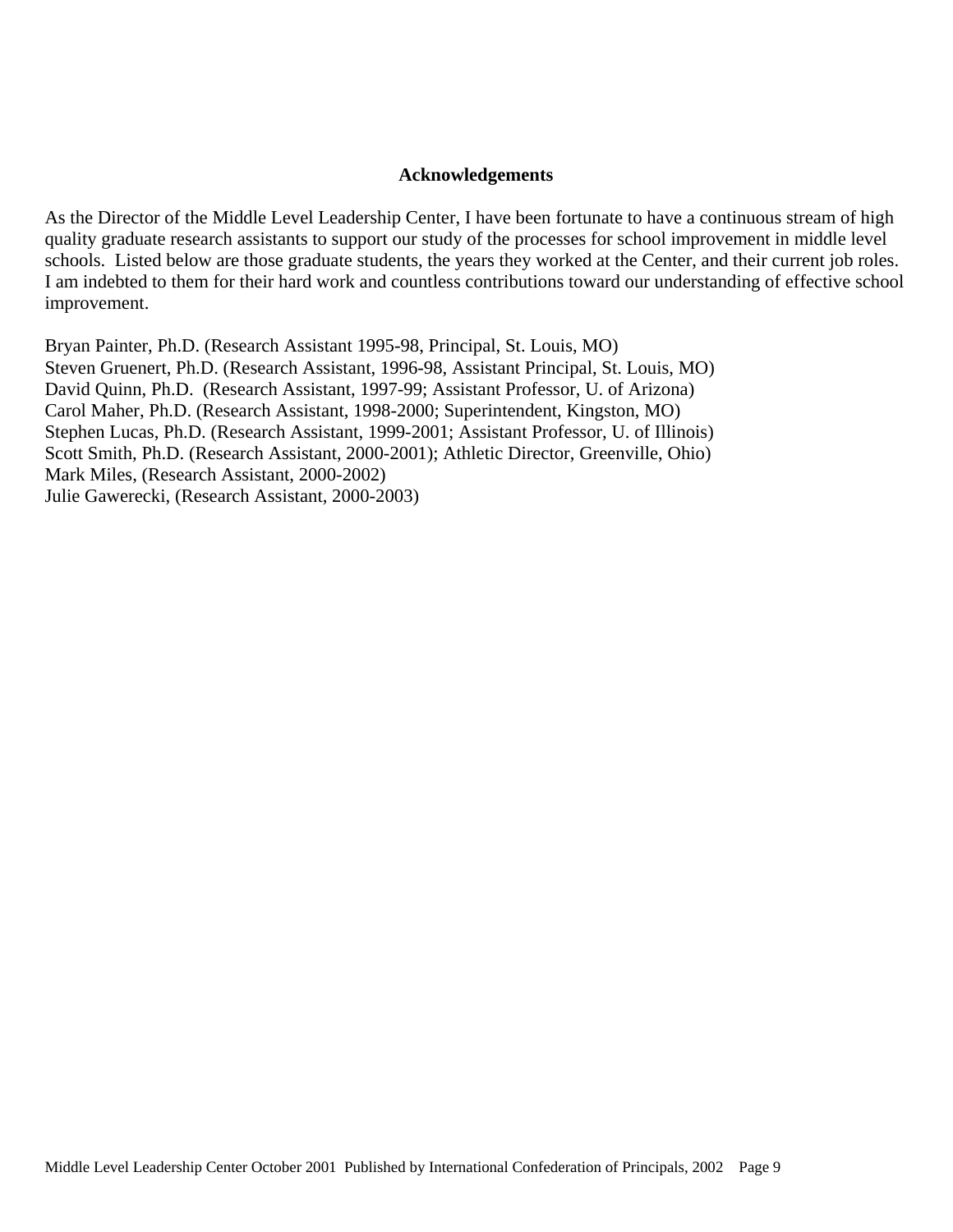## Acknowledgements

As the Director of the Middle Level Leadership Center, I have been fortunate to have a continuous stream of high quality graduate research assistants to support our study of the processes for school improvement in middle level schools. Listed below are those graduate students, the years they worked at the Center, and their current job roles. I am indebted to them for their hard work and countless contributions toward our understanding of effective school improvement.

Bryan Painter, Ph.D. (Research Assistant 1995-98, Principal, St. Louis, MO)
Steven Gruenert, Ph.D. (Research Assistant, 1996-98, Assistant Principal, St. Louis, MO)
David Quinn, Ph.D. (Research Assistant, 1997-99; Assistant Professor, U. of Arizona)
Carol Maher, Ph.D. (Research Assistant, 1998-2000; Superintendent, Kingston, MO)
Stephen Lucas, Ph.D. (Research Assistant, 1999-2001; Assistant Professor, U. of Illinois)
Scott Smith, Ph.D. (Research Assistant, 2000-2001); Athletic Director, Greenville, Ohio)
Mark Miles, (Research Assistant, 2000-2002)
Julie Gawerecki, (Research Assistant, 2000-2003)